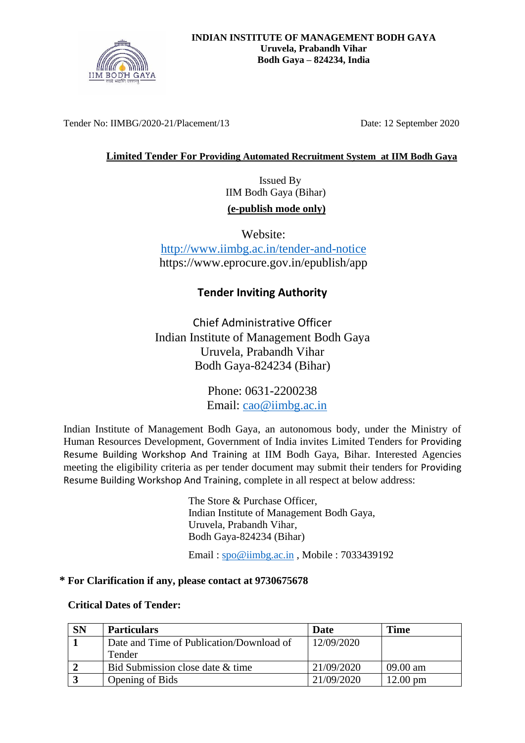**INDIAN INSTITUTE OF MANAGEMENT BODH GAYA**
**Uruvela, Prabandh Vihar**
**Bodh Gaya – 824234, India**

Tender No: IIMBG/2020-21/Placement/13 Date: 12 September 2020

**Limited Tender For Providing Automated Recruitment System at IIM Bodh Gaya**

Issued By
IIM Bodh Gaya (Bihar)

**(e-publish mode only)**

Website:
http://www.iimbg.ac.in/tender-and-notice
https://www.eprocure.gov.in/epublish/app

## Tender Inviting Authority

Chief Administrative Officer
Indian Institute of Management Bodh Gaya
Uruvela, Prabandh Vihar
Bodh Gaya-824234 (Bihar)

Phone: 0631-2200238
Email: cao@iimbg.ac.in

Indian Institute of Management Bodh Gaya, an autonomous body, under the Ministry of Human Resources Development, Government of India invites Limited Tenders for Providing Resume Building Workshop And Training at IIM Bodh Gaya, Bihar. Interested Agencies meeting the eligibility criteria as per tender document may submit their tenders for Providing Resume Building Workshop And Training, complete in all respect at below address:

The Store & Purchase Officer,
Indian Institute of Management Bodh Gaya,
Uruvela, Prabandh Vihar,
Bodh Gaya-824234 (Bihar)

Email : spo@iimbg.ac.in , Mobile : 7033439192

**\* For Clarification if any, please contact at 9730675678**

**Critical Dates of Tender:**

| SN | Particulars | Date | Time |
|---|---|---|---|
| **1** | Date and Time of Publication/Download of Tender | 12/09/2020 | |
| **2** | Bid Submission close date & time | 21/09/2020 | 09.00 am |
| **3** | Opening of Bids | 21/09/2020 | 12.00 pm |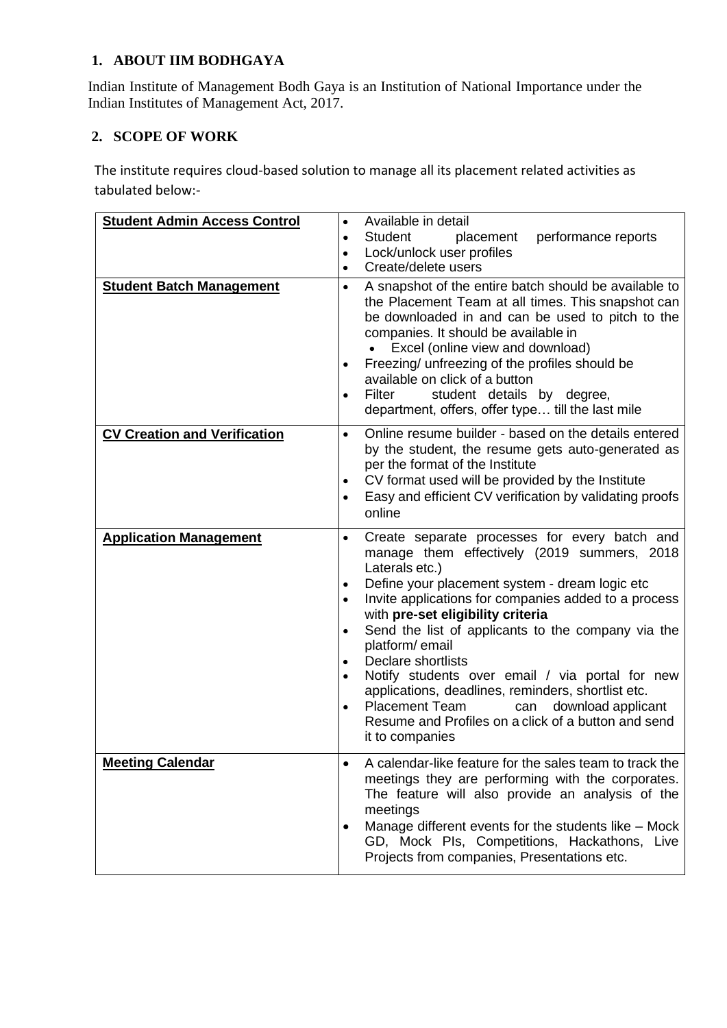## 1. ABOUT IIM BODHGAYA

Indian Institute of Management Bodh Gaya is an Institution of National Importance under the Indian Institutes of Management Act, 2017.

## 2. SCOPE OF WORK

The institute requires cloud-based solution to manage all its placement related activities as tabulated below:-

| | |
|---|---|
| **Student Admin Access Control** | • Available in detail<br>• Student placement performance reports<br>• Lock/unlock user profiles<br>• Create/delete users |
| **Student Batch Management** | • A snapshot of the entire batch should be available to the Placement Team at all times. This snapshot can be downloaded in and can be used to pitch to the companies. It should be available in<br>&nbsp;&nbsp;◦ Excel (online view and download)<br>• Freezing/ unfreezing of the profiles should be available on click of a button<br>• Filter student details by degree, department, offers, offer type… till the last mile |
| **CV Creation and Verification** | • Online resume builder - based on the details entered by the student, the resume gets auto-generated as per the format of the Institute<br>• CV format used will be provided by the Institute<br>• Easy and efficient CV verification by validating proofs online |
| **Application Management** | • Create separate processes for every batch and manage them effectively (2019 summers, 2018 Laterals etc.)<br>• Define your placement system - dream logic etc<br>• Invite applications for companies added to a process with **pre-set eligibility criteria**<br>• Send the list of applicants to the company via the platform/ email<br>• Declare shortlists<br>• Notify students over email / via portal for new applications, deadlines, reminders, shortlist etc.<br>• Placement Team can download applicant Resume and Profiles on a click of a button and send it to companies |
| **Meeting Calendar** | • A calendar-like feature for the sales team to track the meetings they are performing with the corporates. The feature will also provide an analysis of the meetings<br>• Manage different events for the students like – Mock GD, Mock PIs, Competitions, Hackathons, Live Projects from companies, Presentations etc. |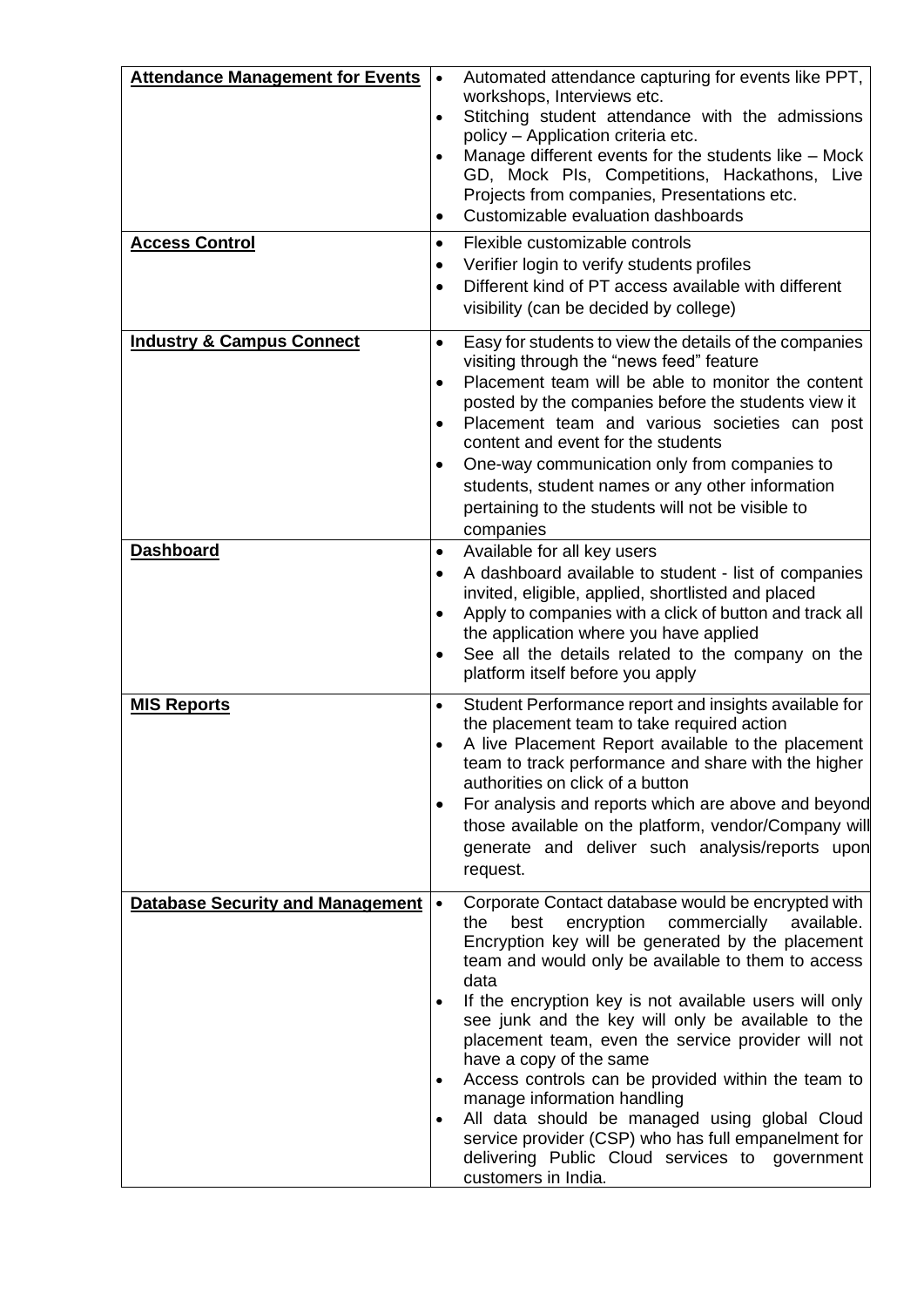| | |
|---|---|
| **Attendance Management for Events** | • Automated attendance capturing for events like PPT, workshops, Interviews etc.<br>• Stitching student attendance with the admissions policy – Application criteria etc.<br>• Manage different events for the students like – Mock GD, Mock PIs, Competitions, Hackathons, Live Projects from companies, Presentations etc.<br>• Customizable evaluation dashboards |
| **Access Control** | • Flexible customizable controls<br>• Verifier login to verify students profiles<br>• Different kind of PT access available with different visibility (can be decided by college) |
| **Industry & Campus Connect** | • Easy for students to view the details of the companies visiting through the "news feed" feature<br>• Placement team will be able to monitor the content posted by the companies before the students view it<br>• Placement team and various societies can post content and event for the students<br>• One-way communication only from companies to students, student names or any other information pertaining to the students will not be visible to companies |
| **Dashboard** | • Available for all key users<br>• A dashboard available to student - list of companies invited, eligible, applied, shortlisted and placed<br>• Apply to companies with a click of button and track all the application where you have applied<br>• See all the details related to the company on the platform itself before you apply |
| **MIS Reports** | • Student Performance report and insights available for the placement team to take required action<br>• A live Placement Report available to the placement team to track performance and share with the higher authorities on click of a button<br>• For analysis and reports which are above and beyond those available on the platform, vendor/Company will generate and deliver such analysis/reports upon request. |
| **Database Security and Management** | • Corporate Contact database would be encrypted with the best encryption commercially available. Encryption key will be generated by the placement team and would only be available to them to access data<br>• If the encryption key is not available users will only see junk and the key will only be available to the placement team, even the service provider will not have a copy of the same<br>• Access controls can be provided within the team to manage information handling<br>• All data should be managed using global Cloud service provider (CSP) who has full empanelment for delivering Public Cloud services to government customers in India. |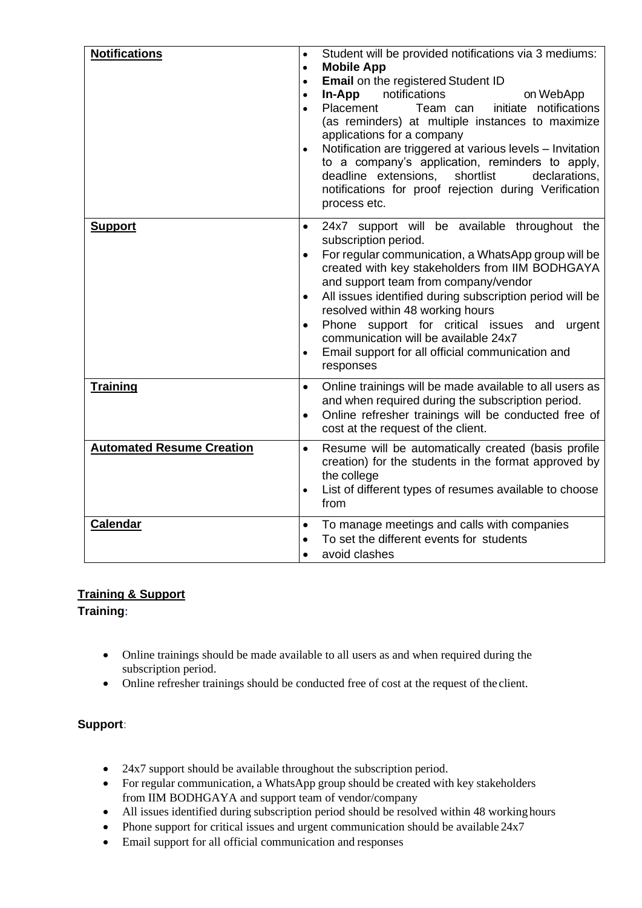| | |
|---|---|
| **Notifications** | • Student will be provided notifications via 3 mediums:<br>• **Mobile App**<br>• **Email** on the registered Student ID<br>• **In-App** notifications on WebApp<br>• Placement Team can initiate notifications (as reminders) at multiple instances to maximize applications for a company<br>• Notification are triggered at various levels – Invitation to a company's application, reminders to apply, deadline extensions, shortlist declarations, notifications for proof rejection during Verification process etc. |
| **Support** | • 24x7 support will be available throughout the subscription period.<br>• For regular communication, a WhatsApp group will be created with key stakeholders from IIM BODHGAYA and support team from company/vendor<br>• All issues identified during subscription period will be resolved within 48 working hours<br>• Phone support for critical issues and urgent communication will be available 24x7<br>• Email support for all official communication and responses |
| **Training** | • Online trainings will be made available to all users as and when required during the subscription period.<br>• Online refresher trainings will be conducted free of cost at the request of the client. |
| **Automated Resume Creation** | • Resume will be automatically created (basis profile creation) for the students in the format approved by the college<br>• List of different types of resumes available to choose from |
| **Calendar** | • To manage meetings and calls with companies<br>• To set the different events for students<br>• avoid clashes |

## Training & Support

**Training**:

- Online trainings should be made available to all users as and when required during the subscription period.
- Online refresher trainings should be conducted free of cost at the request of the client.

**Support**:

- 24x7 support should be available throughout the subscription period.
- For regular communication, a WhatsApp group should be created with key stakeholders from IIM BODHGAYA and support team of vendor/company
- All issues identified during subscription period should be resolved within 48 working hours
- Phone support for critical issues and urgent communication should be available 24x7
- Email support for all official communication and responses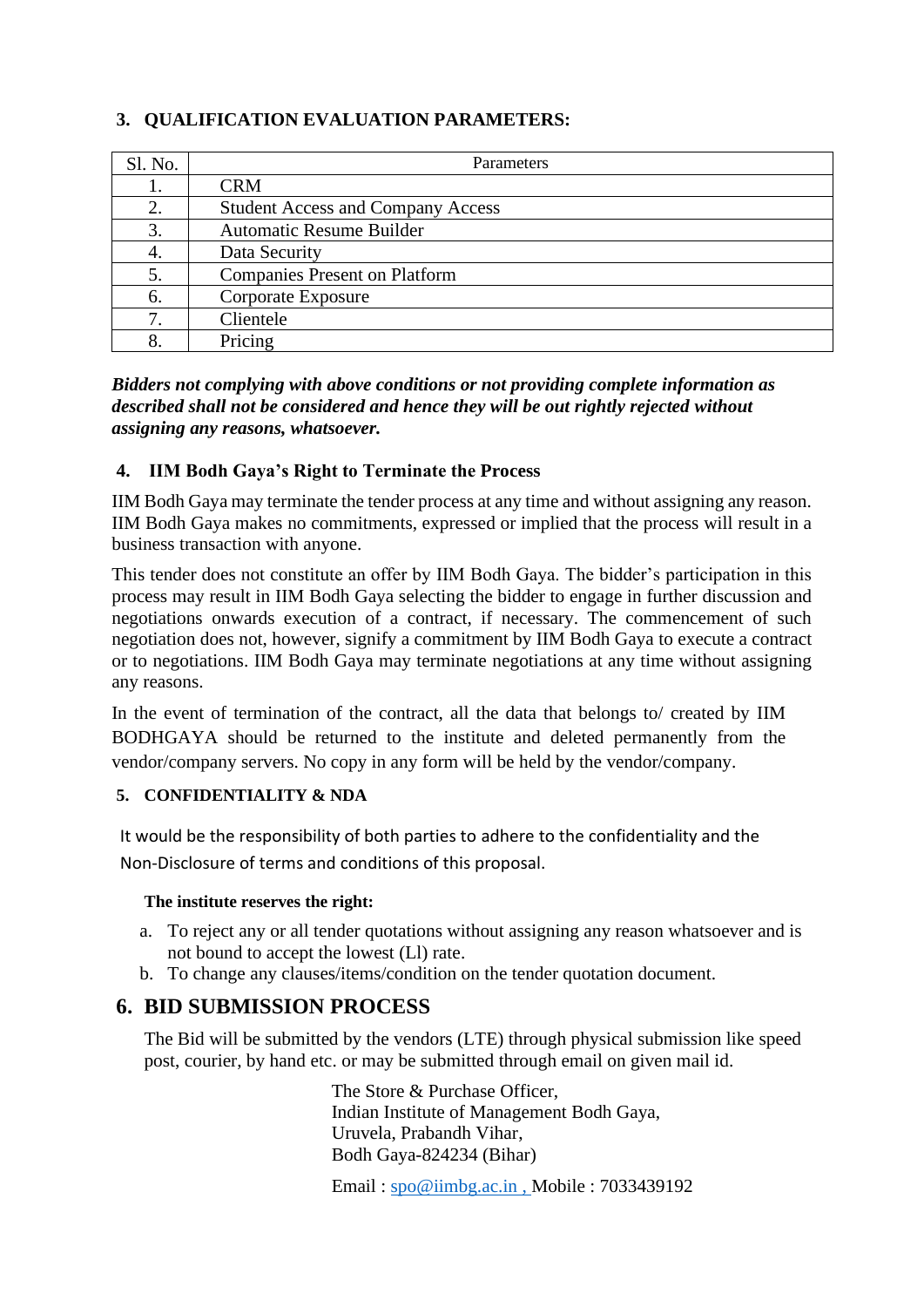## 3. QUALIFICATION EVALUATION PARAMETERS:

| Sl. No. | Parameters |
|---|---|
| 1. | CRM |
| 2. | Student Access and Company Access |
| 3. | Automatic Resume Builder |
| 4. | Data Security |
| 5. | Companies Present on Platform |
| 6. | Corporate Exposure |
| 7. | Clientele |
| 8. | Pricing |

***Bidders not complying with above conditions or not providing complete information as described shall not be considered and hence they will be out rightly rejected without assigning any reasons, whatsoever.***

## 4. IIM Bodh Gaya's Right to Terminate the Process

IIM Bodh Gaya may terminate the tender process at any time and without assigning any reason. IIM Bodh Gaya makes no commitments, expressed or implied that the process will result in a business transaction with anyone.

This tender does not constitute an offer by IIM Bodh Gaya. The bidder's participation in this process may result in IIM Bodh Gaya selecting the bidder to engage in further discussion and negotiations onwards execution of a contract, if necessary. The commencement of such negotiation does not, however, signify a commitment by IIM Bodh Gaya to execute a contract or to negotiations. IIM Bodh Gaya may terminate negotiations at any time without assigning any reasons.

In the event of termination of the contract, all the data that belongs to/ created by IIM BODHGAYA should be returned to the institute and deleted permanently from the vendor/company servers. No copy in any form will be held by the vendor/company.

## 5. CONFIDENTIALITY & NDA

It would be the responsibility of both parties to adhere to the confidentiality and the Non-Disclosure of terms and conditions of this proposal.

**The institute reserves the right:**

a. To reject any or all tender quotations without assigning any reason whatsoever and is not bound to accept the lowest (Ll) rate.
b. To change any clauses/items/condition on the tender quotation document.

## 6. BID SUBMISSION PROCESS

The Bid will be submitted by the vendors (LTE) through physical submission like speed post, courier, by hand etc. or may be submitted through email on given mail id.

The Store & Purchase Officer,
Indian Institute of Management Bodh Gaya,
Uruvela, Prabandh Vihar,
Bodh Gaya-824234 (Bihar)

Email : spo@iimbg.ac.in , Mobile : 7033439192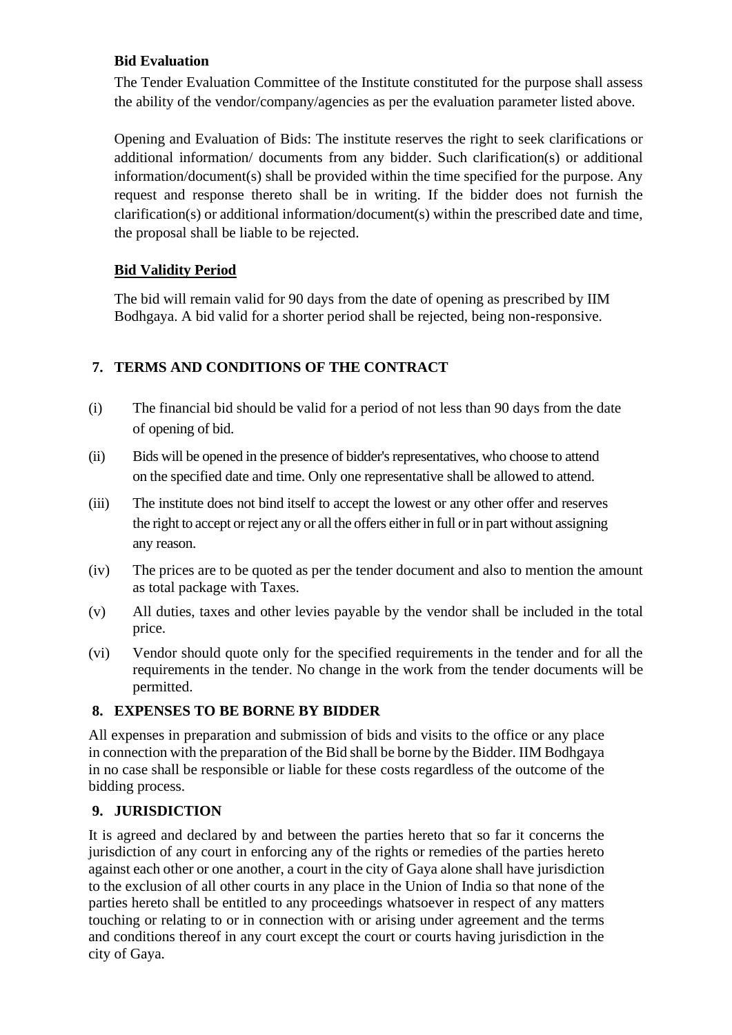**Bid Evaluation**

The Tender Evaluation Committee of the Institute constituted for the purpose shall assess the ability of the vendor/company/agencies as per the evaluation parameter listed above.

Opening and Evaluation of Bids: The institute reserves the right to seek clarifications or additional information/ documents from any bidder. Such clarification(s) or additional information/document(s) shall be provided within the time specified for the purpose. Any request and response thereto shall be in writing. If the bidder does not furnish the clarification(s) or additional information/document(s) within the prescribed date and time, the proposal shall be liable to be rejected.

**Bid Validity Period**

The bid will remain valid for 90 days from the date of opening as prescribed by IIM Bodhgaya. A bid valid for a shorter period shall be rejected, being non-responsive.

## 7. TERMS AND CONDITIONS OF THE CONTRACT

(i) The financial bid should be valid for a period of not less than 90 days from the date of opening of bid.

(ii) Bids will be opened in the presence of bidder's representatives, who choose to attend on the specified date and time. Only one representative shall be allowed to attend.

(iii) The institute does not bind itself to accept the lowest or any other offer and reserves the right to accept or reject any or all the offers either in full or in part without assigning any reason.

(iv) The prices are to be quoted as per the tender document and also to mention the amount as total package with Taxes.

(v) All duties, taxes and other levies payable by the vendor shall be included in the total price.

(vi) Vendor should quote only for the specified requirements in the tender and for all the requirements in the tender. No change in the work from the tender documents will be permitted.

## 8. EXPENSES TO BE BORNE BY BIDDER

All expenses in preparation and submission of bids and visits to the office or any place in connection with the preparation of the Bid shall be borne by the Bidder. IIM Bodhgaya in no case shall be responsible or liable for these costs regardless of the outcome of the bidding process.

## 9. JURISDICTION

It is agreed and declared by and between the parties hereto that so far it concerns the jurisdiction of any court in enforcing any of the rights or remedies of the parties hereto against each other or one another, a court in the city of Gaya alone shall have jurisdiction to the exclusion of all other courts in any place in the Union of India so that none of the parties hereto shall be entitled to any proceedings whatsoever in respect of any matters touching or relating to or in connection with or arising under agreement and the terms and conditions thereof in any court except the court or courts having jurisdiction in the city of Gaya.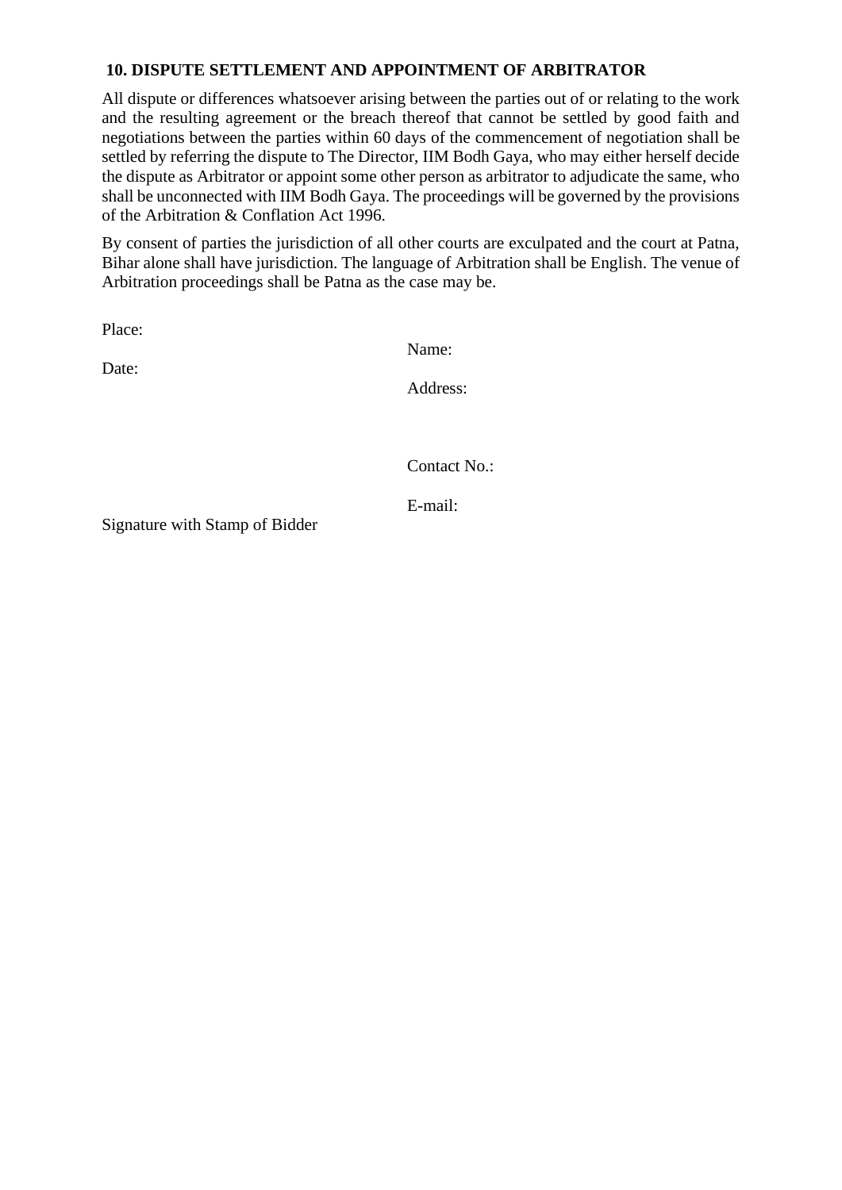## 10. DISPUTE SETTLEMENT AND APPOINTMENT OF ARBITRATOR

All dispute or differences whatsoever arising between the parties out of or relating to the work and the resulting agreement or the breach thereof that cannot be settled by good faith and negotiations between the parties within 60 days of the commencement of negotiation shall be settled by referring the dispute to The Director, IIM Bodh Gaya, who may either herself decide the dispute as Arbitrator or appoint some other person as arbitrator to adjudicate the same, who shall be unconnected with IIM Bodh Gaya. The proceedings will be governed by the provisions of the Arbitration & Conflation Act 1996.

By consent of parties the jurisdiction of all other courts are exculpated and the court at Patna, Bihar alone shall have jurisdiction. The language of Arbitration shall be English. The venue of Arbitration proceedings shall be Patna as the case may be.

Place:

Date:

Name:

Address:

Contact No.:

E-mail:

Signature with Stamp of Bidder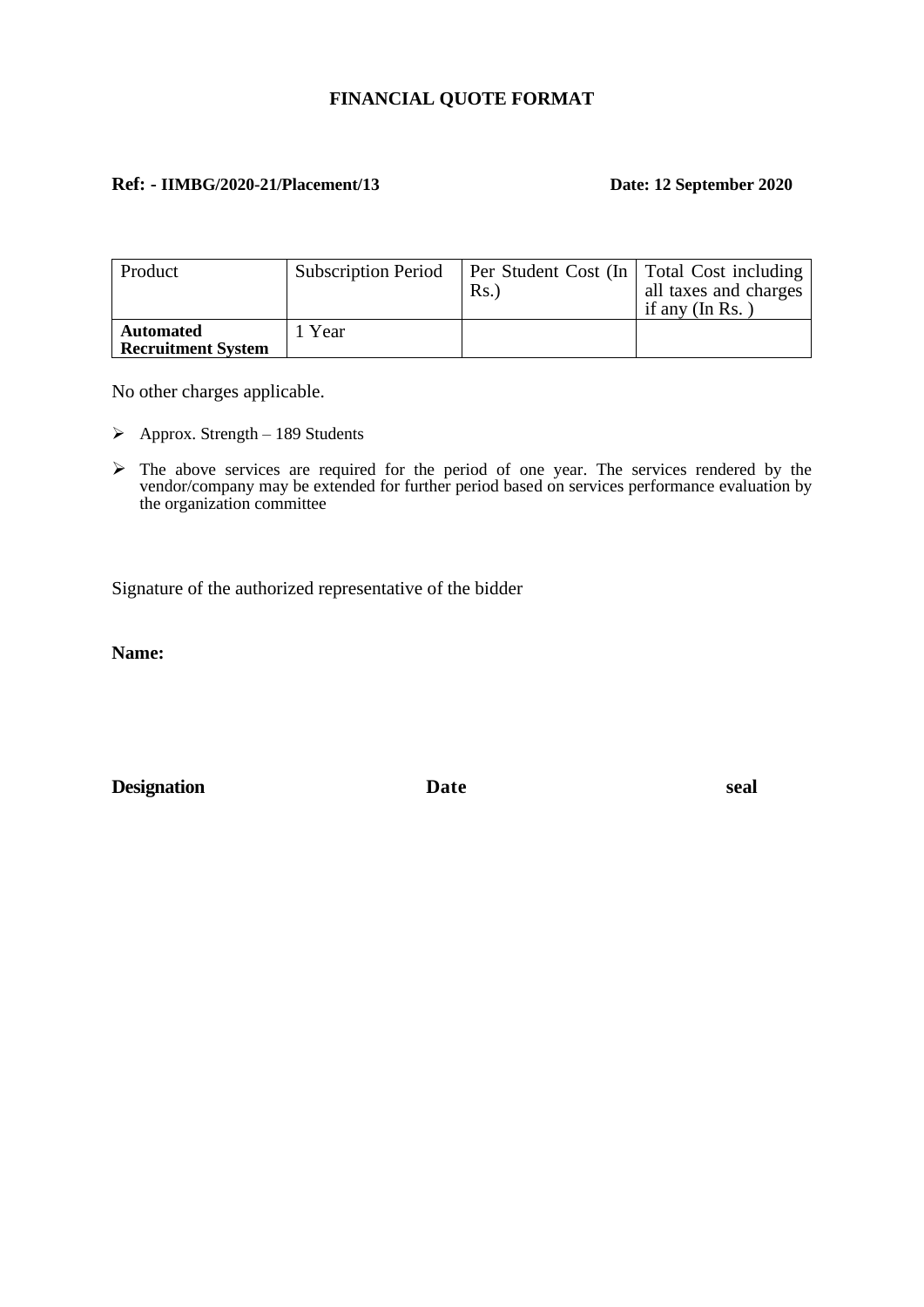**FINANCIAL QUOTE FORMAT**

**Ref: - IIMBG/2020-21/Placement/13** **Date: 12 September 2020**

| Product | Subscription Period | Per Student Cost (In Rs.) | Total Cost including all taxes and charges if any (In Rs. ) |
|---|---|---|---|
| **Automated Recruitment System** | 1 Year | | |

No other charges applicable.

- Approx. Strength – 189 Students
- The above services are required for the period of one year. The services rendered by the vendor/company may be extended for further period based on services performance evaluation by the organization committee

Signature of the authorized representative of the bidder

**Name:**

**Designation** **Date** **seal**